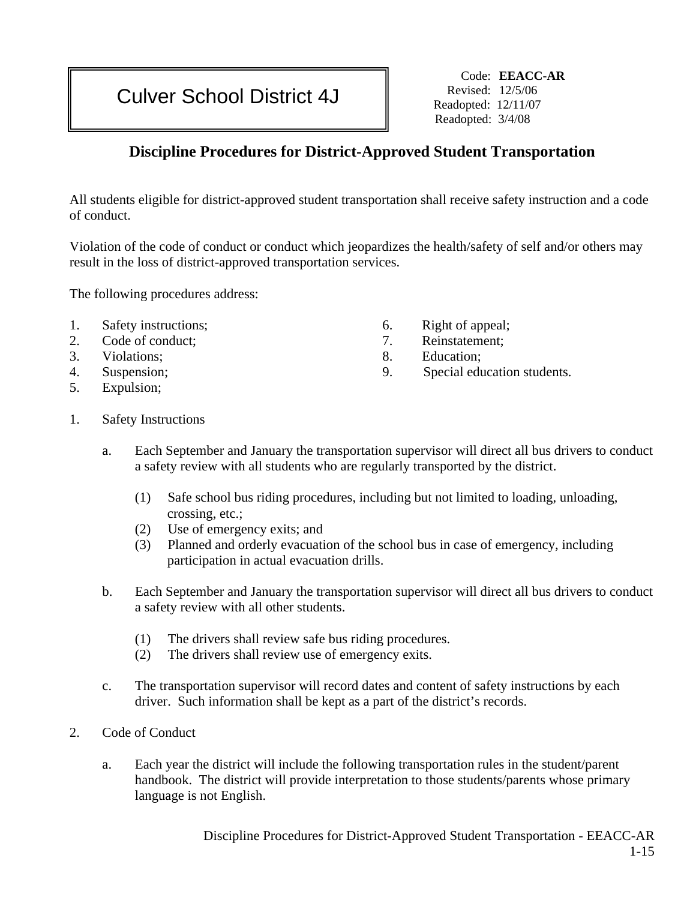# Culver School District 4J

Code: **EEACC-AR**
Revised: 12/5/06
Readopted: 12/11/07
Readopted: 3/4/08

## Discipline Procedures for District-Approved Student Transportation

All students eligible for district-approved student transportation shall receive safety instruction and a code of conduct.

Violation of the code of conduct or conduct which jeopardizes the health/safety of self and/or others may result in the loss of district-approved transportation services.

The following procedures address:

1. Safety instructions;
2. Code of conduct;
3. Violations;
4. Suspension;
5. Expulsion;
6. Right of appeal;
7. Reinstatement;
8. Education;
9. Special education students.

1. Safety Instructions

   a. Each September and January the transportation supervisor will direct all bus drivers to conduct a safety review with all students who are regularly transported by the district.

      (1) Safe school bus riding procedures, including but not limited to loading, unloading, crossing, etc.;
      (2) Use of emergency exits; and
      (3) Planned and orderly evacuation of the school bus in case of emergency, including participation in actual evacuation drills.

   b. Each September and January the transportation supervisor will direct all bus drivers to conduct a safety review with all other students.

      (1) The drivers shall review safe bus riding procedures.
      (2) The drivers shall review use of emergency exits.

   c. The transportation supervisor will record dates and content of safety instructions by each driver. Such information shall be kept as a part of the district's records.

2. Code of Conduct

   a. Each year the district will include the following transportation rules in the student/parent handbook. The district will provide interpretation to those students/parents whose primary language is not English.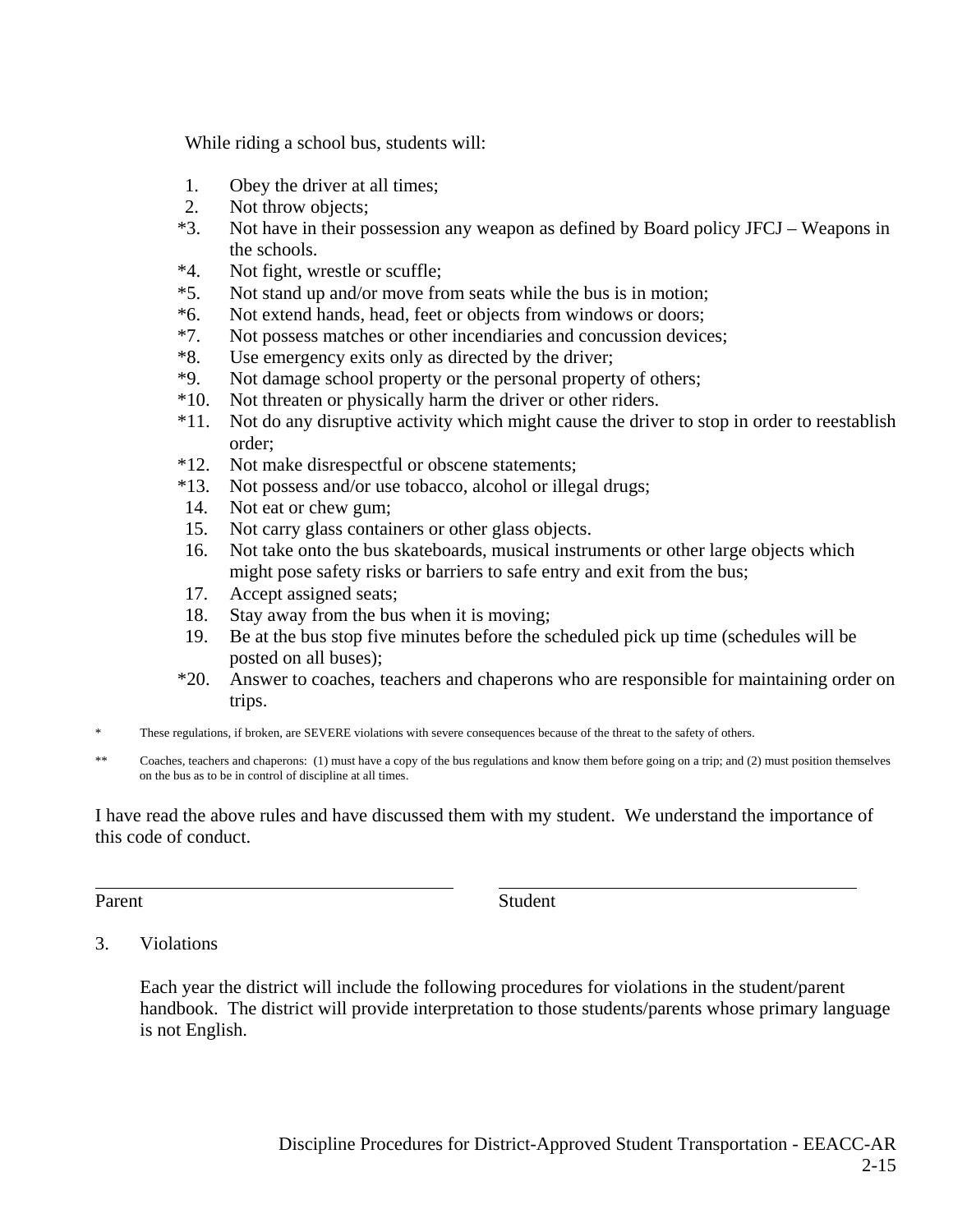While riding a school bus, students will:

1. Obey the driver at all times;
2. Not throw objects;
*3. Not have in their possession any weapon as defined by Board policy JFCJ – Weapons in the schools.
*4. Not fight, wrestle or scuffle;
*5. Not stand up and/or move from seats while the bus is in motion;
*6. Not extend hands, head, feet or objects from windows or doors;
*7. Not possess matches or other incendiaries and concussion devices;
*8. Use emergency exits only as directed by the driver;
*9. Not damage school property or the personal property of others;
*10. Not threaten or physically harm the driver or other riders.
*11. Not do any disruptive activity which might cause the driver to stop in order to reestablish order;
*12. Not make disrespectful or obscene statements;
*13. Not possess and/or use tobacco, alcohol or illegal drugs;
14. Not eat or chew gum;
15. Not carry glass containers or other glass objects.
16. Not take onto the bus skateboards, musical instruments or other large objects which might pose safety risks or barriers to safe entry and exit from the bus;
17. Accept assigned seats;
18. Stay away from the bus when it is moving;
19. Be at the bus stop five minutes before the scheduled pick up time (schedules will be posted on all buses);
*20. Answer to coaches, teachers and chaperons who are responsible for maintaining order on trips.

\* These regulations, if broken, are SEVERE violations with severe consequences because of the threat to the safety of others.

\*\* Coaches, teachers and chaperons: (1) must have a copy of the bus regulations and know them before going on a trip; and (2) must position themselves on the bus as to be in control of discipline at all times.

I have read the above rules and have discussed them with my student. We understand the importance of this code of conduct.

\_\_\_\_\_\_\_\_\_\_\_\_\_\_\_\_\_\_\_\_\_\_\_\_\_\_\_\_\_\_\_\_\_\_\_\_\_\_\_\_ \_\_\_\_\_\_\_\_\_\_\_\_\_\_\_\_\_\_\_\_\_\_\_\_\_\_\_\_\_\_\_\_\_\_\_\_\_\_\_\_

Parent Student

3. Violations

Each year the district will include the following procedures for violations in the student/parent handbook. The district will provide interpretation to those students/parents whose primary language is not English.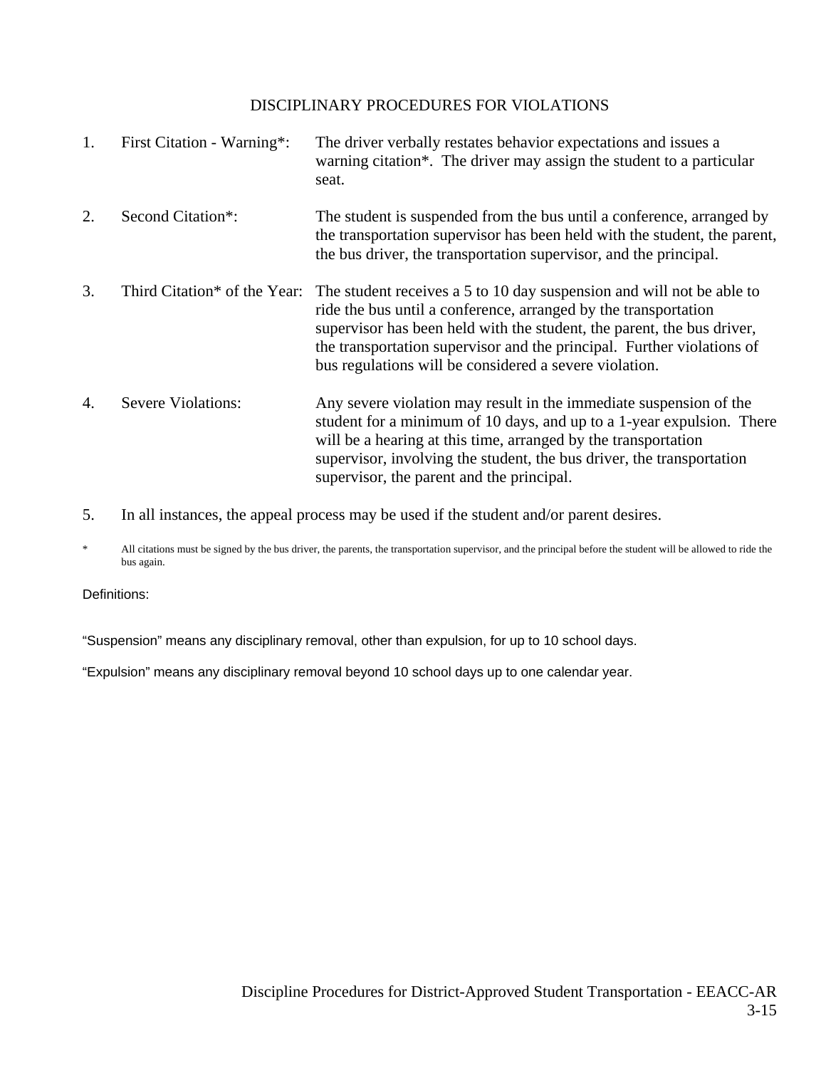## DISCIPLINARY PROCEDURES FOR VIOLATIONS

1. First Citation - Warning*: The driver verbally restates behavior expectations and issues a warning citation*. The driver may assign the student to a particular seat.

2. Second Citation*: The student is suspended from the bus until a conference, arranged by the transportation supervisor has been held with the student, the parent, the bus driver, the transportation supervisor, and the principal.

3. Third Citation* of the Year: The student receives a 5 to 10 day suspension and will not be able to ride the bus until a conference, arranged by the transportation supervisor has been held with the student, the parent, the bus driver, the transportation supervisor and the principal. Further violations of bus regulations will be considered a severe violation.

4. Severe Violations: Any severe violation may result in the immediate suspension of the student for a minimum of 10 days, and up to a 1-year expulsion. There will be a hearing at this time, arranged by the transportation supervisor, involving the student, the bus driver, the transportation supervisor, the parent and the principal.

5. In all instances, the appeal process may be used if the student and/or parent desires.

\* All citations must be signed by the bus driver, the parents, the transportation supervisor, and the principal before the student will be allowed to ride the bus again.

Definitions:

"Suspension" means any disciplinary removal, other than expulsion, for up to 10 school days.

"Expulsion" means any disciplinary removal beyond 10 school days up to one calendar year.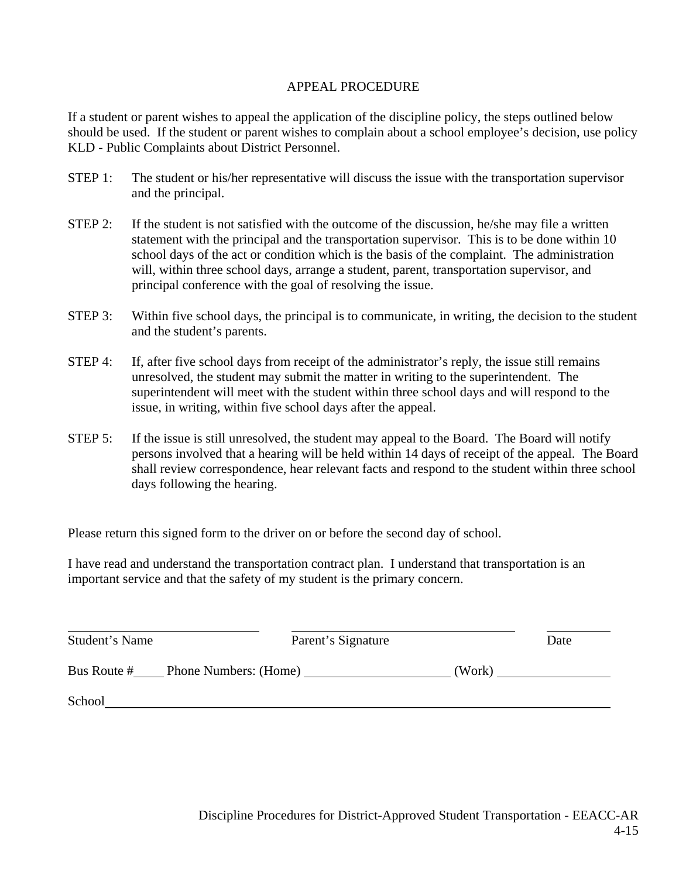## APPEAL PROCEDURE

If a student or parent wishes to appeal the application of the discipline policy, the steps outlined below should be used. If the student or parent wishes to complain about a school employee's decision, use policy KLD - Public Complaints about District Personnel.

STEP 1: The student or his/her representative will discuss the issue with the transportation supervisor and the principal.

STEP 2: If the student is not satisfied with the outcome of the discussion, he/she may file a written statement with the principal and the transportation supervisor. This is to be done within 10 school days of the act or condition which is the basis of the complaint. The administration will, within three school days, arrange a student, parent, transportation supervisor, and principal conference with the goal of resolving the issue.

STEP 3: Within five school days, the principal is to communicate, in writing, the decision to the student and the student's parents.

STEP 4: If, after five school days from receipt of the administrator's reply, the issue still remains unresolved, the student may submit the matter in writing to the superintendent. The superintendent will meet with the student within three school days and will respond to the issue, in writing, within five school days after the appeal.

STEP 5: If the issue is still unresolved, the student may appeal to the Board. The Board will notify persons involved that a hearing will be held within 14 days of receipt of the appeal. The Board shall review correspondence, hear relevant facts and respond to the student within three school days following the hearing.

Please return this signed form to the driver on or before the second day of school.

I have read and understand the transportation contract plan. I understand that transportation is an important service and that the safety of my student is the primary concern.

\_\_\_\_\_\_\_\_\_\_\_\_\_\_\_\_\_\_\_\_\_\_\_\_\_\_ \_\_\_\_\_\_\_\_\_\_\_\_\_\_\_\_\_\_\_\_\_\_\_\_\_\_\_\_\_\_ \_\_\_\_\_\_\_\_\_

Student's Name Parent's Signature Date

Bus Route #\_\_\_\_ Phone Numbers: (Home) \_\_\_\_\_\_\_\_\_\_\_\_\_\_\_\_\_\_\_\_ (Work) \_\_\_\_\_\_\_\_\_\_\_\_\_\_\_\_

School\_\_\_\_\_\_\_\_\_\_\_\_\_\_\_\_\_\_\_\_\_\_\_\_\_\_\_\_\_\_\_\_\_\_\_\_\_\_\_\_\_\_\_\_\_\_\_\_\_\_\_\_\_\_\_\_\_\_\_\_\_\_\_\_\_\_\_\_\_\_

Discipline Procedures for District-Approved Student Transportation - EEACC-AR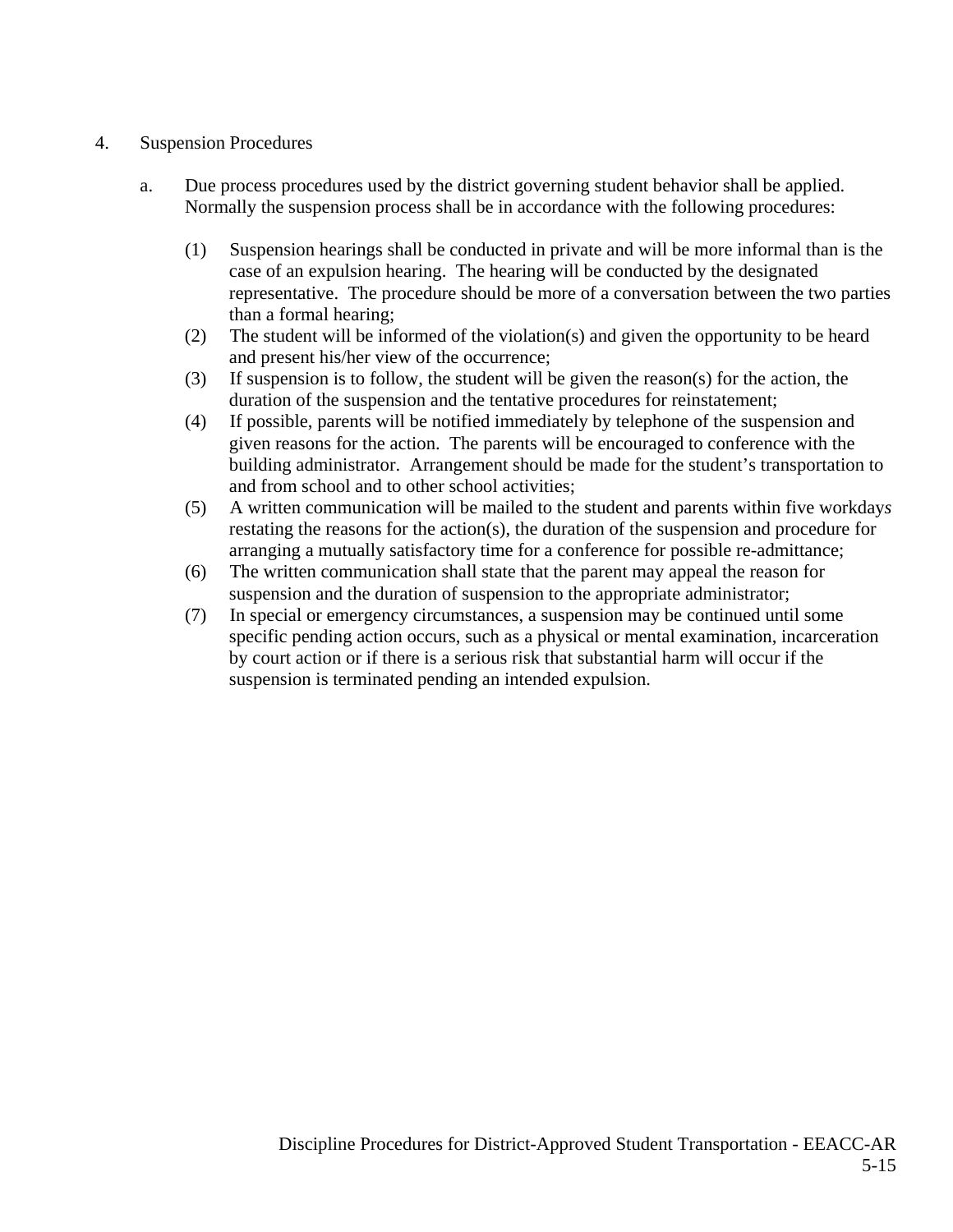4. Suspension Procedures

   a. Due process procedures used by the district governing student behavior shall be applied. Normally the suspension process shall be in accordance with the following procedures:

      (1) Suspension hearings shall be conducted in private and will be more informal than is the case of an expulsion hearing. The hearing will be conducted by the designated representative. The procedure should be more of a conversation between the two parties than a formal hearing;
      (2) The student will be informed of the violation(s) and given the opportunity to be heard and present his/her view of the occurrence;
      (3) If suspension is to follow, the student will be given the reason(s) for the action, the duration of the suspension and the tentative procedures for reinstatement;
      (4) If possible, parents will be notified immediately by telephone of the suspension and given reasons for the action. The parents will be encouraged to conference with the building administrator. Arrangement should be made for the student's transportation to and from school and to other school activities;
      (5) A written communication will be mailed to the student and parents within five workdays restating the reasons for the action(s), the duration of the suspension and procedure for arranging a mutually satisfactory time for a conference for possible re-admittance;
      (6) The written communication shall state that the parent may appeal the reason for suspension and the duration of suspension to the appropriate administrator;
      (7) In special or emergency circumstances, a suspension may be continued until some specific pending action occurs, such as a physical or mental examination, incarceration by court action or if there is a serious risk that substantial harm will occur if the suspension is terminated pending an intended expulsion.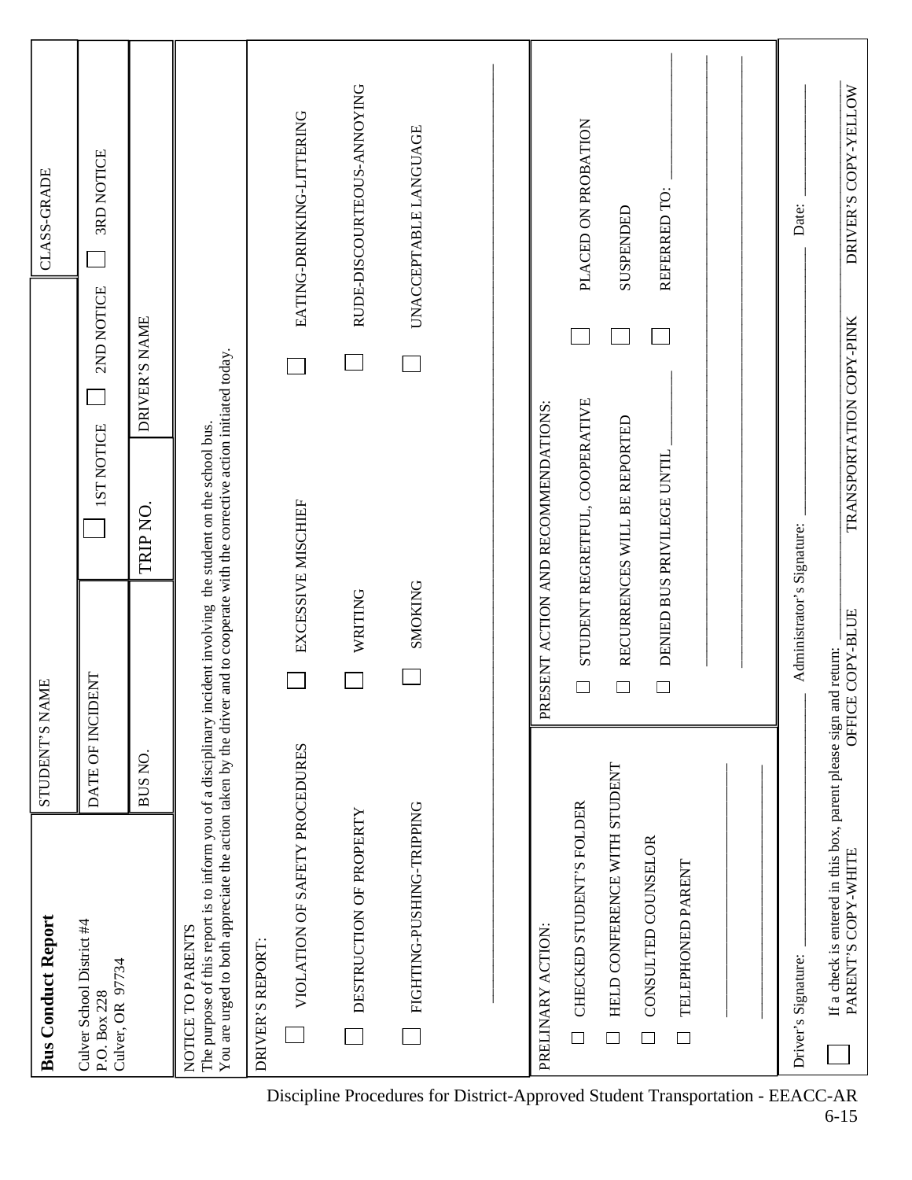# Bus Conduct Report

Culver School District #4
P.O. Box 228
Culver, OR 97734

| STUDENT'S NAME | | | CLASS-GRADE |
|---|---|---|---|
| DATE OF INCIDENT | ☐ 1ST NOTICE | ☐ 2ND NOTICE | ☐ 3RD NOTICE |
| BUS NO. | TRIP NO. | DRIVER'S NAME | |

NOTICE TO PARENTS
The purpose of this report is to inform you of a disciplinary incident involving the student on the school bus.
You are urged to both appreciate the action taken by the driver and to cooperate with the corrective action initiated today.

DRIVER'S REPORT:

- ☐ VIOLATION OF SAFETY PROCEDURES
- ☐ EXCESSIVE MISCHIEF
- ☐ EATING-DRINKING-LITTERING
- ☐ DESTRUCTION OF PROPERTY
- ☐ WRITING
- ☐ RUDE-DISCOURTEOUS-ANNOYING
- ☐ FIGHTING-PUSHING-TRIPPING
- ☐ SMOKING
- ☐ UNACCEPTABLE LANGUAGE

______________________________________________

PRELINARY ACTION:

- ☐ CHECKED STUDENT'S FOLDER
- ☐ HELD CONFERENCE WITH STUDENT
- ☐ CONSULTED COUNSELOR
- ☐ TELEPHONED PARENT

______________________________________________

______________________________________________

PRESENT ACTION AND RECOMMENDATIONS:

- ☐ STUDENT REGRETFUL, COOPERATIVE
- ☐ PLACED ON PROBATION
- ☐ RECURRENCES WILL BE REPORTED
- ☐ SUSPENDED
- ☐ DENIED BUS PRIVILEGE UNTIL ________
- ☐ REFERRED TO: ________

______________________________________________

______________________________________________

Driver's Signature: ____________ Administrator's Signature: ____________ Date: ____________

☐ If a check is entered in this box, parent please sign and return:

PARENT'S COPY-WHITE &nbsp;&nbsp; OFFICE COPY-BLUE &nbsp;&nbsp; TRANSPORTATION COPY-PINK &nbsp;&nbsp; DRIVER'S COPY-YELLOW

Discipline Procedures for District-Approved Student Transportation - EEACC-AR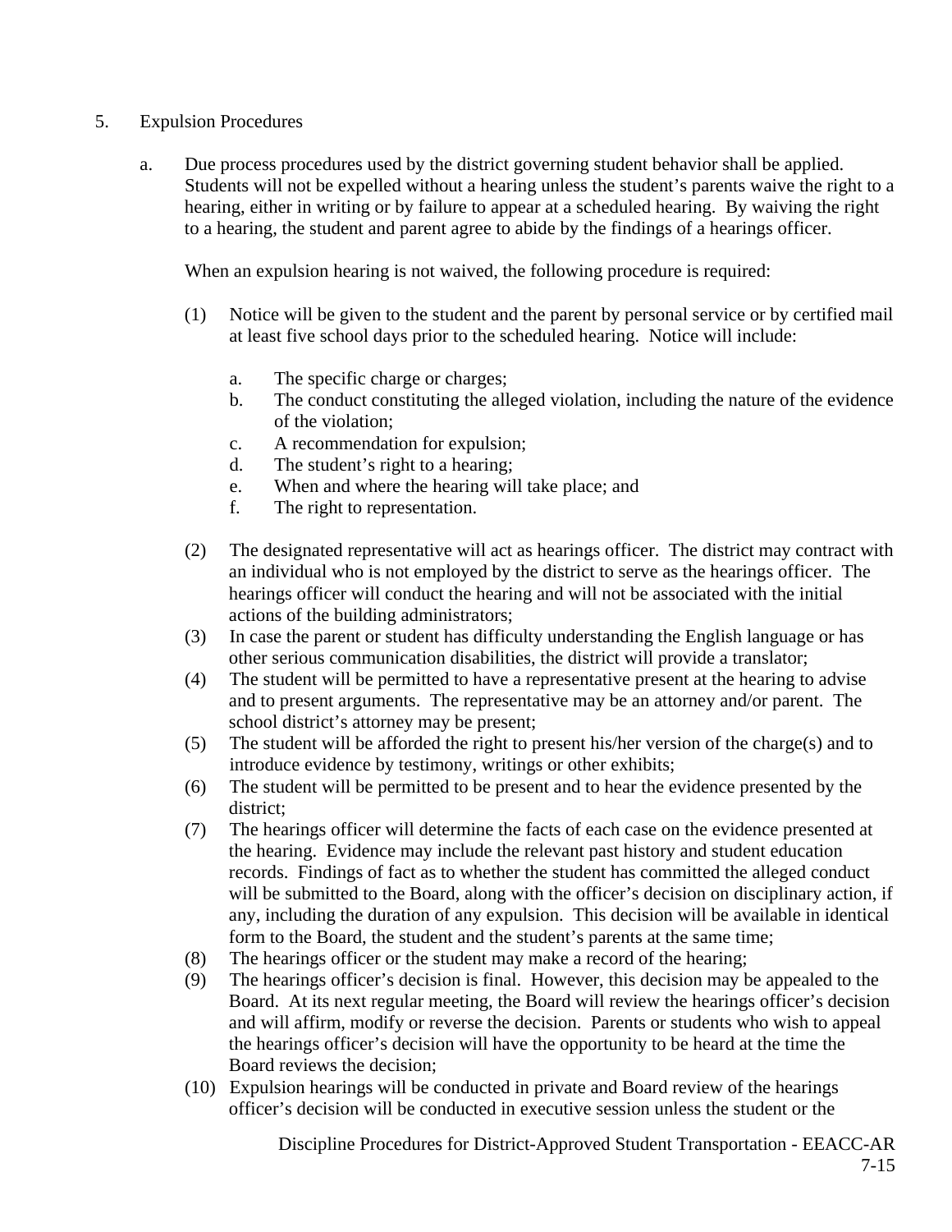5. Expulsion Procedures

   a. Due process procedures used by the district governing student behavior shall be applied. Students will not be expelled without a hearing unless the student's parents waive the right to a hearing, either in writing or by failure to appear at a scheduled hearing. By waiving the right to a hearing, the student and parent agree to abide by the findings of a hearings officer.

      When an expulsion hearing is not waived, the following procedure is required:

      (1) Notice will be given to the student and the parent by personal service or by certified mail at least five school days prior to the scheduled hearing. Notice will include:

         a. The specific charge or charges;
         b. The conduct constituting the alleged violation, including the nature of the evidence of the violation;
         c. A recommendation for expulsion;
         d. The student's right to a hearing;
         e. When and where the hearing will take place; and
         f. The right to representation.

      (2) The designated representative will act as hearings officer. The district may contract with an individual who is not employed by the district to serve as the hearings officer. The hearings officer will conduct the hearing and will not be associated with the initial actions of the building administrators;

      (3) In case the parent or student has difficulty understanding the English language or has other serious communication disabilities, the district will provide a translator;

      (4) The student will be permitted to have a representative present at the hearing to advise and to present arguments. The representative may be an attorney and/or parent. The school district's attorney may be present;

      (5) The student will be afforded the right to present his/her version of the charge(s) and to introduce evidence by testimony, writings or other exhibits;

      (6) The student will be permitted to be present and to hear the evidence presented by the district;

      (7) The hearings officer will determine the facts of each case on the evidence presented at the hearing. Evidence may include the relevant past history and student education records. Findings of fact as to whether the student has committed the alleged conduct will be submitted to the Board, along with the officer's decision on disciplinary action, if any, including the duration of any expulsion. This decision will be available in identical form to the Board, the student and the student's parents at the same time;

      (8) The hearings officer or the student may make a record of the hearing;

      (9) The hearings officer's decision is final. However, this decision may be appealed to the Board. At its next regular meeting, the Board will review the hearings officer's decision and will affirm, modify or reverse the decision. Parents or students who wish to appeal the hearings officer's decision will have the opportunity to be heard at the time the Board reviews the decision;

      (10) Expulsion hearings will be conducted in private and Board review of the hearings officer's decision will be conducted in executive session unless the student or the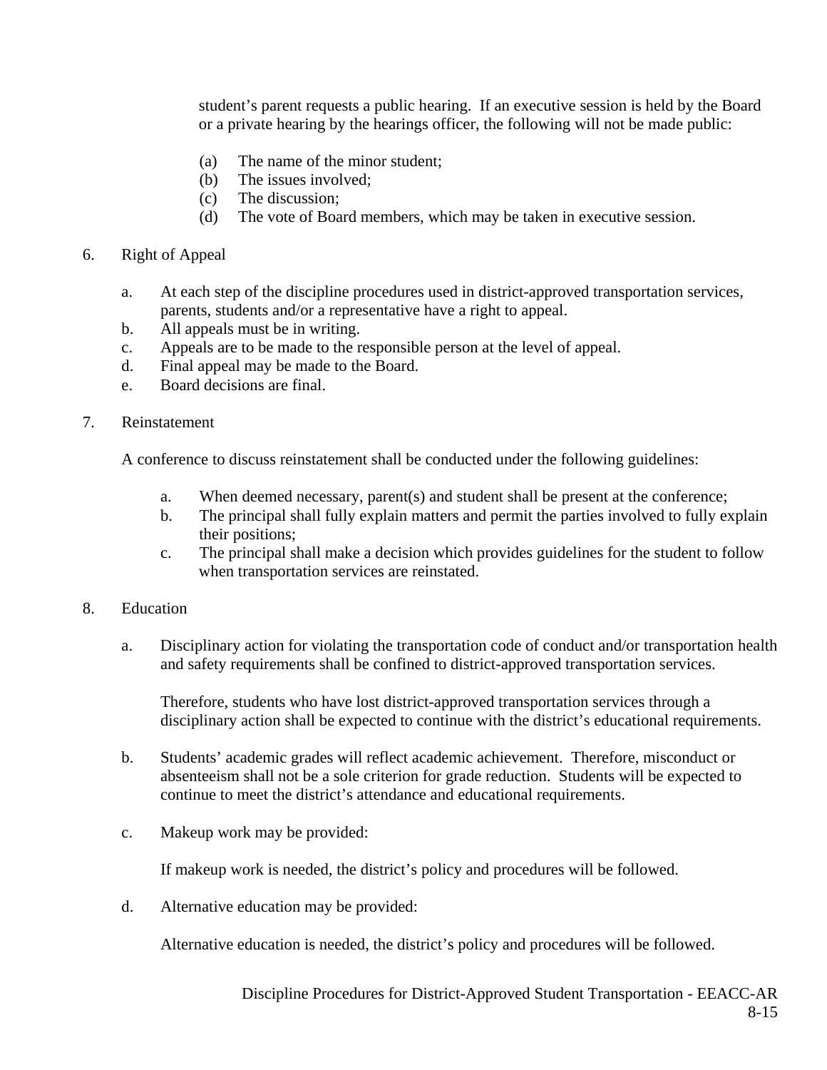student's parent requests a public hearing. If an executive session is held by the Board or a private hearing by the hearings officer, the following will not be made public:

(a) The name of the minor student;
(b) The issues involved;
(c) The discussion;
(d) The vote of Board members, which may be taken in executive session.

6. Right of Appeal

   a. At each step of the discipline procedures used in district-approved transportation services, parents, students and/or a representative have a right to appeal.
   b. All appeals must be in writing.
   c. Appeals are to be made to the responsible person at the level of appeal.
   d. Final appeal may be made to the Board.
   e. Board decisions are final.

7. Reinstatement

   A conference to discuss reinstatement shall be conducted under the following guidelines:

   a. When deemed necessary, parent(s) and student shall be present at the conference;
   b. The principal shall fully explain matters and permit the parties involved to fully explain their positions;
   c. The principal shall make a decision which provides guidelines for the student to follow when transportation services are reinstated.

8. Education

   a. Disciplinary action for violating the transportation code of conduct and/or transportation health and safety requirements shall be confined to district-approved transportation services.

      Therefore, students who have lost district-approved transportation services through a disciplinary action shall be expected to continue with the district's educational requirements.

   b. Students' academic grades will reflect academic achievement. Therefore, misconduct or absenteeism shall not be a sole criterion for grade reduction. Students will be expected to continue to meet the district's attendance and educational requirements.

   c. Makeup work may be provided:

      If makeup work is needed, the district's policy and procedures will be followed.

   d. Alternative education may be provided:

      Alternative education is needed, the district's policy and procedures will be followed.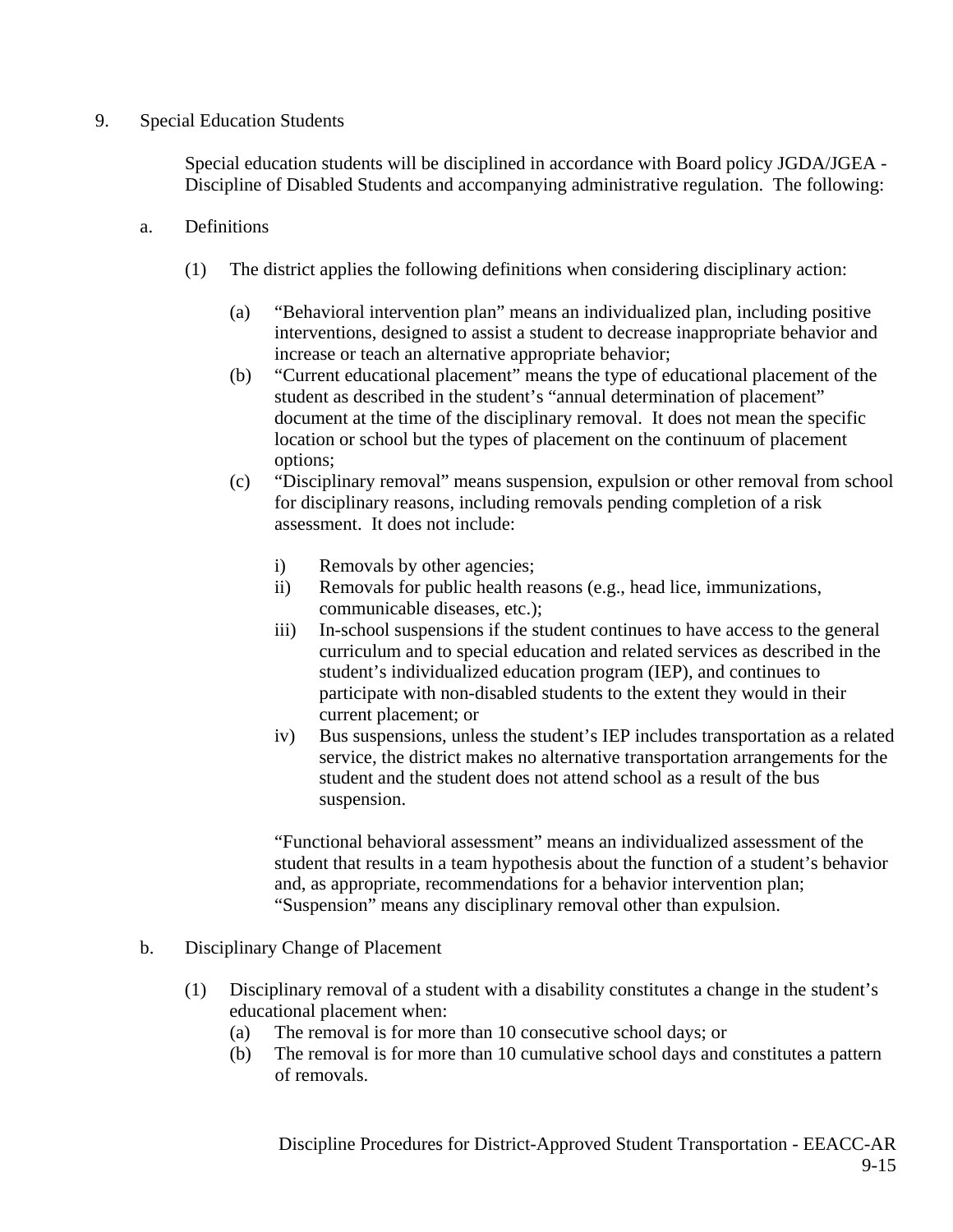9. Special Education Students

   Special education students will be disciplined in accordance with Board policy JGDA/JGEA - Discipline of Disabled Students and accompanying administrative regulation. The following:

   a. Definitions

      (1) The district applies the following definitions when considering disciplinary action:

         (a) "Behavioral intervention plan" means an individualized plan, including positive interventions, designed to assist a student to decrease inappropriate behavior and increase or teach an alternative appropriate behavior;
         (b) "Current educational placement" means the type of educational placement of the student as described in the student's "annual determination of placement" document at the time of the disciplinary removal. It does not mean the specific location or school but the types of placement on the continuum of placement options;
         (c) "Disciplinary removal" means suspension, expulsion or other removal from school for disciplinary reasons, including removals pending completion of a risk assessment. It does not include:

            i) Removals by other agencies;
            ii) Removals for public health reasons (e.g., head lice, immunizations, communicable diseases, etc.);
            iii) In-school suspensions if the student continues to have access to the general curriculum and to special education and related services as described in the student's individualized education program (IEP), and continues to participate with non-disabled students to the extent they would in their current placement; or
            iv) Bus suspensions, unless the student's IEP includes transportation as a related service, the district makes no alternative transportation arrangements for the student and the student does not attend school as a result of the bus suspension.

         "Functional behavioral assessment" means an individualized assessment of the student that results in a team hypothesis about the function of a student's behavior and, as appropriate, recommendations for a behavior intervention plan; "Suspension" means any disciplinary removal other than expulsion.

   b. Disciplinary Change of Placement

      (1) Disciplinary removal of a student with a disability constitutes a change in the student's educational placement when:
         (a) The removal is for more than 10 consecutive school days; or
         (b) The removal is for more than 10 cumulative school days and constitutes a pattern of removals.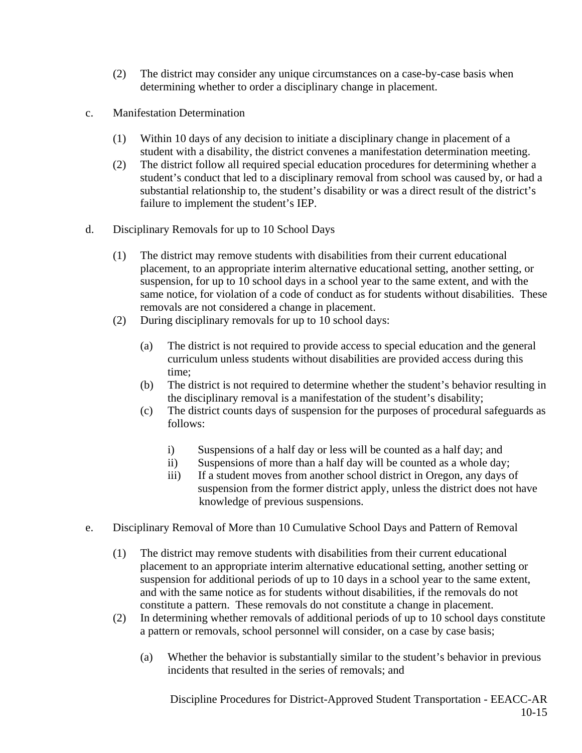(2) The district may consider any unique circumstances on a case-by-case basis when determining whether to order a disciplinary change in placement.

c. Manifestation Determination

(1) Within 10 days of any decision to initiate a disciplinary change in placement of a student with a disability, the district convenes a manifestation determination meeting.

(2) The district follow all required special education procedures for determining whether a student's conduct that led to a disciplinary removal from school was caused by, or had a substantial relationship to, the student's disability or was a direct result of the district's failure to implement the student's IEP.

d. Disciplinary Removals for up to 10 School Days

(1) The district may remove students with disabilities from their current educational placement, to an appropriate interim alternative educational setting, another setting, or suspension, for up to 10 school days in a school year to the same extent, and with the same notice, for violation of a code of conduct as for students without disabilities. These removals are not considered a change in placement.

(2) During disciplinary removals for up to 10 school days:

(a) The district is not required to provide access to special education and the general curriculum unless students without disabilities are provided access during this time;

(b) The district is not required to determine whether the student's behavior resulting in the disciplinary removal is a manifestation of the student's disability;

(c) The district counts days of suspension for the purposes of procedural safeguards as follows:

i) Suspensions of a half day or less will be counted as a half day; and

ii) Suspensions of more than a half day will be counted as a whole day;

iii) If a student moves from another school district in Oregon, any days of suspension from the former district apply, unless the district does not have knowledge of previous suspensions.

e. Disciplinary Removal of More than 10 Cumulative School Days and Pattern of Removal

(1) The district may remove students with disabilities from their current educational placement to an appropriate interim alternative educational setting, another setting or suspension for additional periods of up to 10 days in a school year to the same extent, and with the same notice as for students without disabilities, if the removals do not constitute a pattern. These removals do not constitute a change in placement.

(2) In determining whether removals of additional periods of up to 10 school days constitute a pattern or removals, school personnel will consider, on a case by case basis;

(a) Whether the behavior is substantially similar to the student's behavior in previous incidents that resulted in the series of removals; and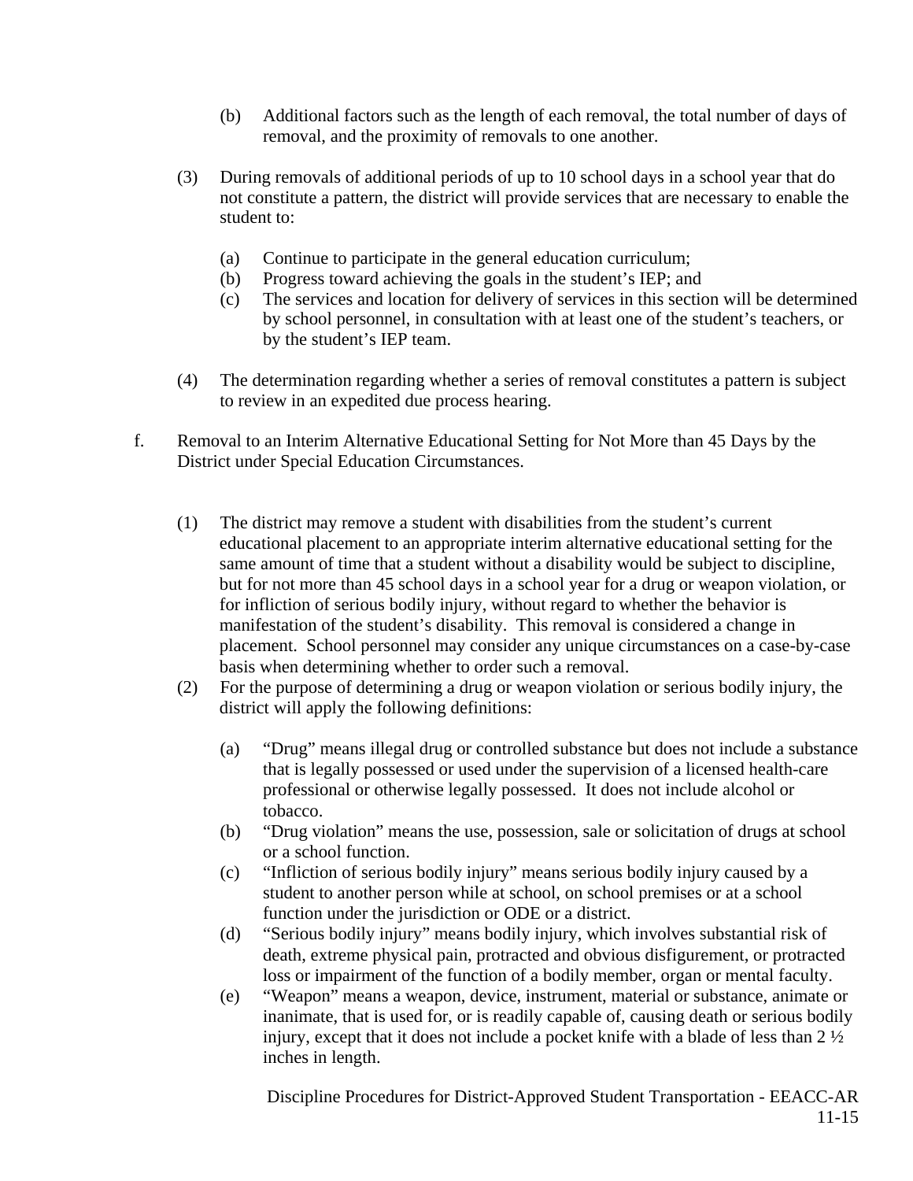(b) Additional factors such as the length of each removal, the total number of days of removal, and the proximity of removals to one another.

(3) During removals of additional periods of up to 10 school days in a school year that do not constitute a pattern, the district will provide services that are necessary to enable the student to:

(a) Continue to participate in the general education curriculum;
(b) Progress toward achieving the goals in the student's IEP; and
(c) The services and location for delivery of services in this section will be determined by school personnel, in consultation with at least one of the student's teachers, or by the student's IEP team.

(4) The determination regarding whether a series of removal constitutes a pattern is subject to review in an expedited due process hearing.

f. Removal to an Interim Alternative Educational Setting for Not More than 45 Days by the District under Special Education Circumstances.

(1) The district may remove a student with disabilities from the student's current educational placement to an appropriate interim alternative educational setting for the same amount of time that a student without a disability would be subject to discipline, but for not more than 45 school days in a school year for a drug or weapon violation, or for infliction of serious bodily injury, without regard to whether the behavior is manifestation of the student's disability. This removal is considered a change in placement. School personnel may consider any unique circumstances on a case-by-case basis when determining whether to order such a removal.

(2) For the purpose of determining a drug or weapon violation or serious bodily injury, the district will apply the following definitions:

(a) "Drug" means illegal drug or controlled substance but does not include a substance that is legally possessed or used under the supervision of a licensed health-care professional or otherwise legally possessed. It does not include alcohol or tobacco.
(b) "Drug violation" means the use, possession, sale or solicitation of drugs at school or a school function.
(c) "Infliction of serious bodily injury" means serious bodily injury caused by a student to another person while at school, on school premises or at a school function under the jurisdiction or ODE or a district.
(d) "Serious bodily injury" means bodily injury, which involves substantial risk of death, extreme physical pain, protracted and obvious disfigurement, or protracted loss or impairment of the function of a bodily member, organ or mental faculty.
(e) "Weapon" means a weapon, device, instrument, material or substance, animate or inanimate, that is used for, or is readily capable of, causing death or serious bodily injury, except that it does not include a pocket knife with a blade of less than 2 ½ inches in length.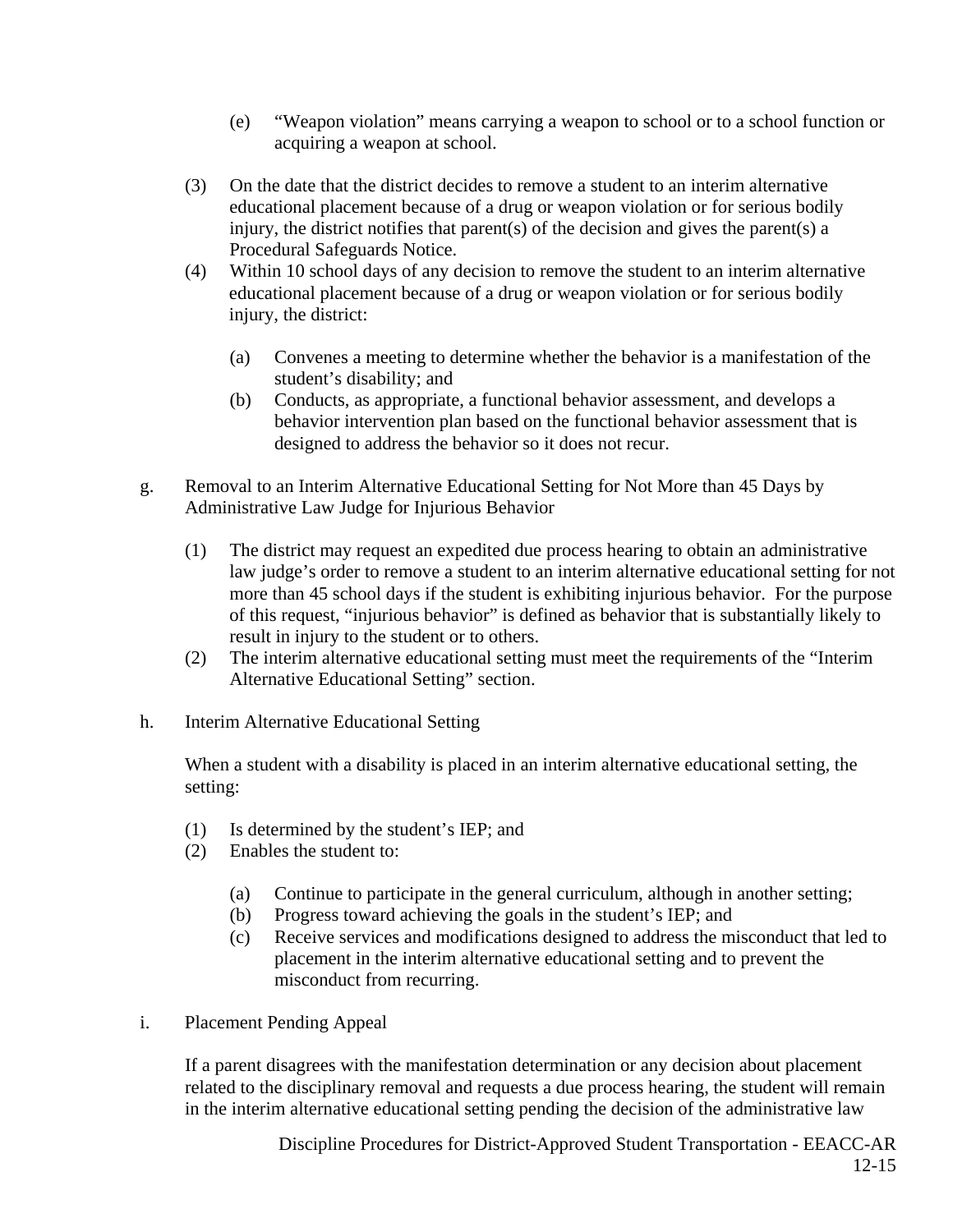(e) "Weapon violation" means carrying a weapon to school or to a school function or acquiring a weapon at school.

(3) On the date that the district decides to remove a student to an interim alternative educational placement because of a drug or weapon violation or for serious bodily injury, the district notifies that parent(s) of the decision and gives the parent(s) a Procedural Safeguards Notice.

(4) Within 10 school days of any decision to remove the student to an interim alternative educational placement because of a drug or weapon violation or for serious bodily injury, the district:

(a) Convenes a meeting to determine whether the behavior is a manifestation of the student's disability; and

(b) Conducts, as appropriate, a functional behavior assessment, and develops a behavior intervention plan based on the functional behavior assessment that is designed to address the behavior so it does not recur.

g. Removal to an Interim Alternative Educational Setting for Not More than 45 Days by Administrative Law Judge for Injurious Behavior

(1) The district may request an expedited due process hearing to obtain an administrative law judge's order to remove a student to an interim alternative educational setting for not more than 45 school days if the student is exhibiting injurious behavior. For the purpose of this request, "injurious behavior" is defined as behavior that is substantially likely to result in injury to the student or to others.

(2) The interim alternative educational setting must meet the requirements of the "Interim Alternative Educational Setting" section.

h. Interim Alternative Educational Setting

When a student with a disability is placed in an interim alternative educational setting, the setting:

(1) Is determined by the student's IEP; and

(2) Enables the student to:

(a) Continue to participate in the general curriculum, although in another setting;

(b) Progress toward achieving the goals in the student's IEP; and

(c) Receive services and modifications designed to address the misconduct that led to placement in the interim alternative educational setting and to prevent the misconduct from recurring.

i. Placement Pending Appeal

If a parent disagrees with the manifestation determination or any decision about placement related to the disciplinary removal and requests a due process hearing, the student will remain in the interim alternative educational setting pending the decision of the administrative law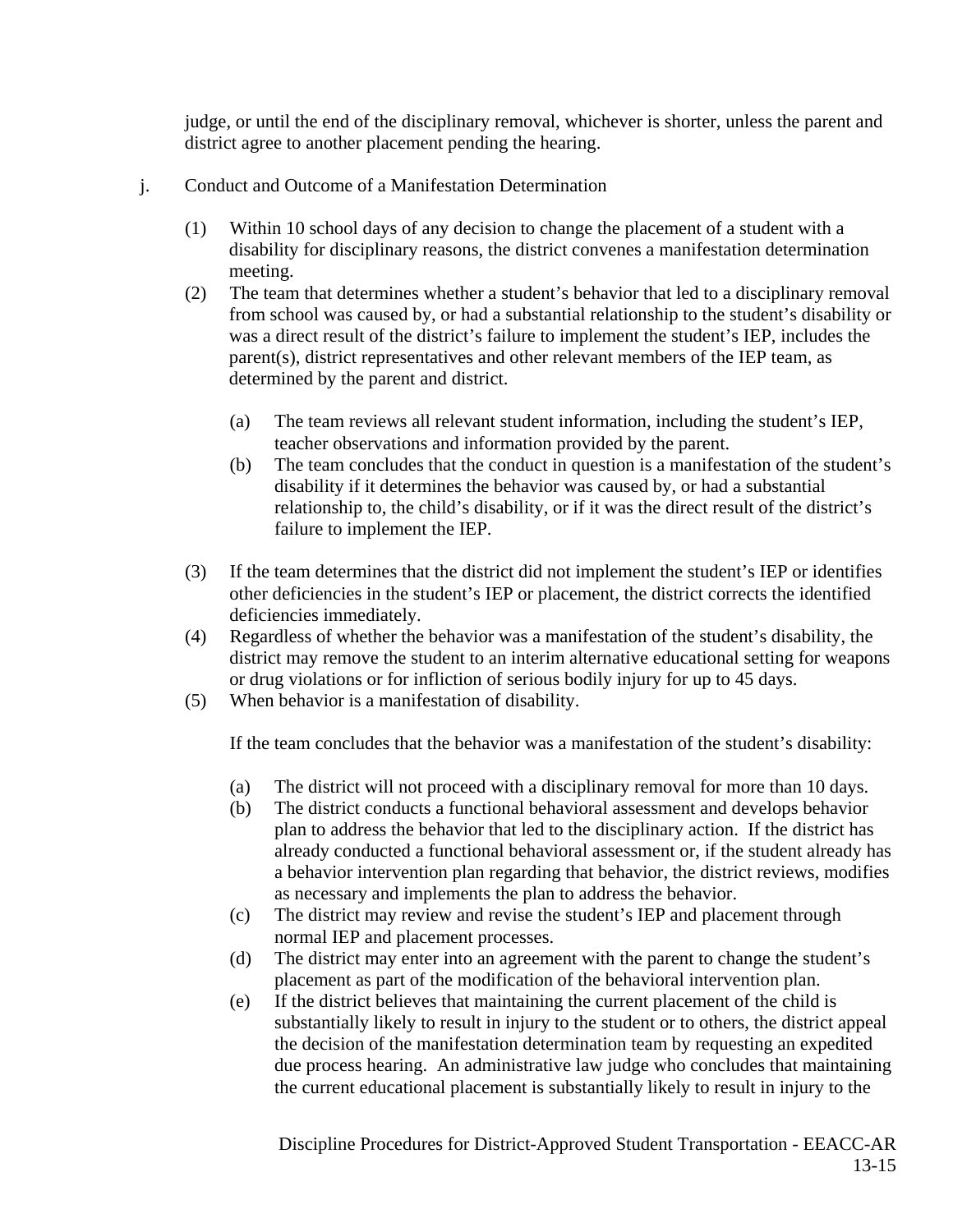judge, or until the end of the disciplinary removal, whichever is shorter, unless the parent and district agree to another placement pending the hearing.

j. Conduct and Outcome of a Manifestation Determination

(1) Within 10 school days of any decision to change the placement of a student with a disability for disciplinary reasons, the district convenes a manifestation determination meeting.

(2) The team that determines whether a student's behavior that led to a disciplinary removal from school was caused by, or had a substantial relationship to the student's disability or was a direct result of the district's failure to implement the student's IEP, includes the parent(s), district representatives and other relevant members of the IEP team, as determined by the parent and district.

   (a) The team reviews all relevant student information, including the student's IEP, teacher observations and information provided by the parent.

   (b) The team concludes that the conduct in question is a manifestation of the student's disability if it determines the behavior was caused by, or had a substantial relationship to, the child's disability, or if it was the direct result of the district's failure to implement the IEP.

(3) If the team determines that the district did not implement the student's IEP or identifies other deficiencies in the student's IEP or placement, the district corrects the identified deficiencies immediately.

(4) Regardless of whether the behavior was a manifestation of the student's disability, the district may remove the student to an interim alternative educational setting for weapons or drug violations or for infliction of serious bodily injury for up to 45 days.

(5) When behavior is a manifestation of disability.

   If the team concludes that the behavior was a manifestation of the student's disability:

   (a) The district will not proceed with a disciplinary removal for more than 10 days.

   (b) The district conducts a functional behavioral assessment and develops behavior plan to address the behavior that led to the disciplinary action. If the district has already conducted a functional behavioral assessment or, if the student already has a behavior intervention plan regarding that behavior, the district reviews, modifies as necessary and implements the plan to address the behavior.

   (c) The district may review and revise the student's IEP and placement through normal IEP and placement processes.

   (d) The district may enter into an agreement with the parent to change the student's placement as part of the modification of the behavioral intervention plan.

   (e) If the district believes that maintaining the current placement of the child is substantially likely to result in injury to the student or to others, the district appeal the decision of the manifestation determination team by requesting an expedited due process hearing. An administrative law judge who concludes that maintaining the current educational placement is substantially likely to result in injury to the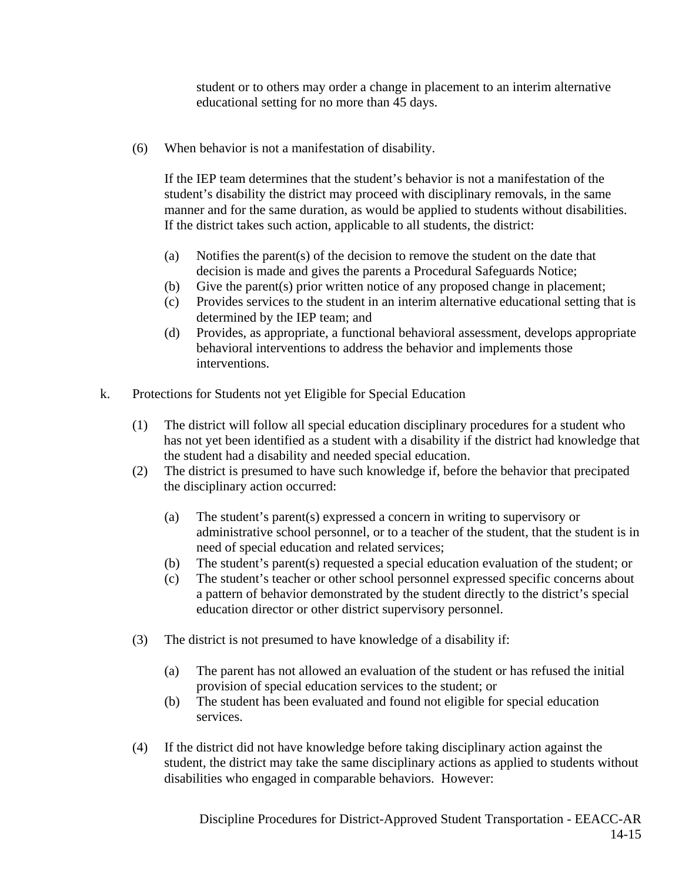student or to others may order a change in placement to an interim alternative educational setting for no more than 45 days.

(6) When behavior is not a manifestation of disability.

If the IEP team determines that the student's behavior is not a manifestation of the student's disability the district may proceed with disciplinary removals, in the same manner and for the same duration, as would be applied to students without disabilities. If the district takes such action, applicable to all students, the district:

(a) Notifies the parent(s) of the decision to remove the student on the date that decision is made and gives the parents a Procedural Safeguards Notice;
(b) Give the parent(s) prior written notice of any proposed change in placement;
(c) Provides services to the student in an interim alternative educational setting that is determined by the IEP team; and
(d) Provides, as appropriate, a functional behavioral assessment, develops appropriate behavioral interventions to address the behavior and implements those interventions.

k. Protections for Students not yet Eligible for Special Education

(1) The district will follow all special education disciplinary procedures for a student who has not yet been identified as a student with a disability if the district had knowledge that the student had a disability and needed special education.
(2) The district is presumed to have such knowledge if, before the behavior that precipated the disciplinary action occurred:

(a) The student's parent(s) expressed a concern in writing to supervisory or administrative school personnel, or to a teacher of the student, that the student is in need of special education and related services;
(b) The student's parent(s) requested a special education evaluation of the student; or
(c) The student's teacher or other school personnel expressed specific concerns about a pattern of behavior demonstrated by the student directly to the district's special education director or other district supervisory personnel.

(3) The district is not presumed to have knowledge of a disability if:

(a) The parent has not allowed an evaluation of the student or has refused the initial provision of special education services to the student; or
(b) The student has been evaluated and found not eligible for special education services.

(4) If the district did not have knowledge before taking disciplinary action against the student, the district may take the same disciplinary actions as applied to students without disabilities who engaged in comparable behaviors. However: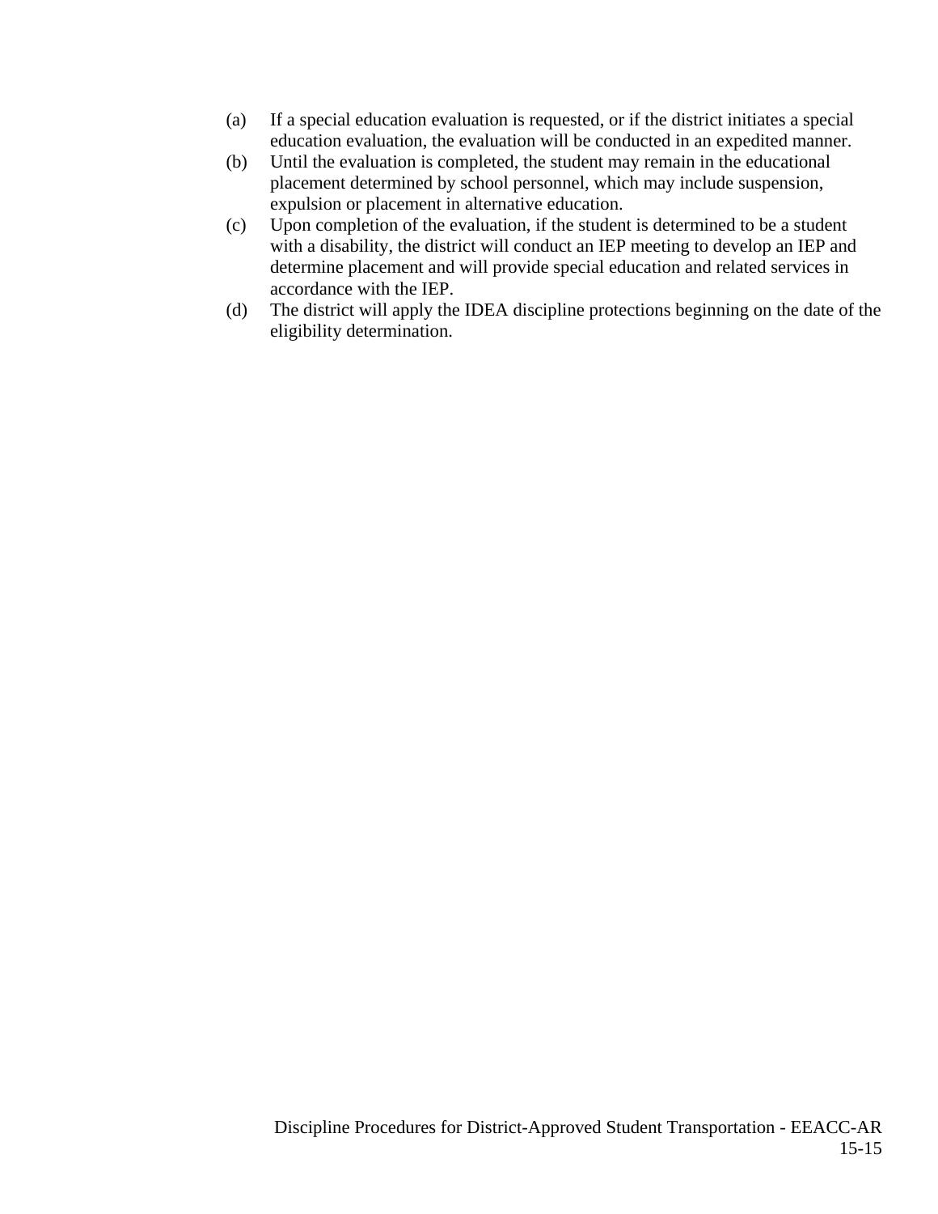(a) If a special education evaluation is requested, or if the district initiates a special education evaluation, the evaluation will be conducted in an expedited manner.

(b) Until the evaluation is completed, the student may remain in the educational placement determined by school personnel, which may include suspension, expulsion or placement in alternative education.

(c) Upon completion of the evaluation, if the student is determined to be a student with a disability, the district will conduct an IEP meeting to develop an IEP and determine placement and will provide special education and related services in accordance with the IEP.

(d) The district will apply the IDEA discipline protections beginning on the date of the eligibility determination.